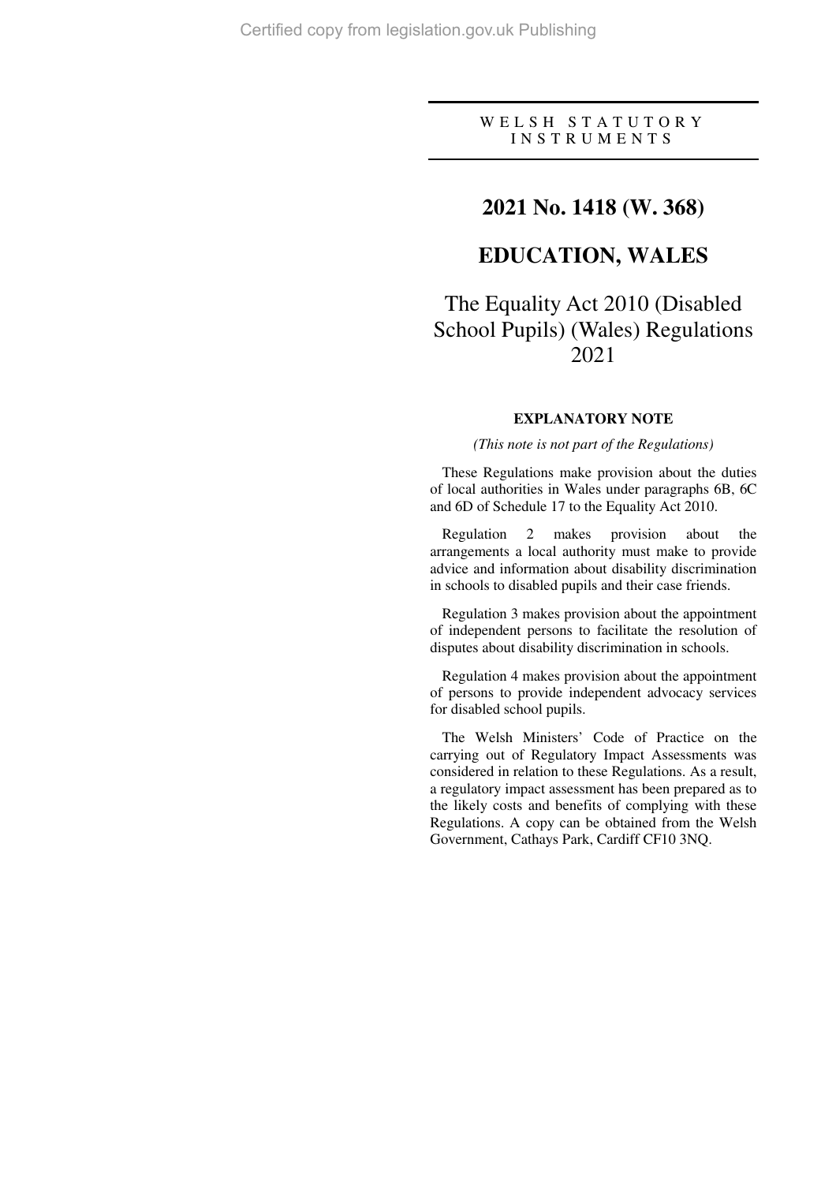WELSH STATUTORY INSTRUMENTS

# 2021 No. 1418 (W. 368)

# EDUCATION, WALES

# The Equality Act 2010 (Disabled School Pupils) (Wales) Regulations 2021

## EXPLANATORY NOTE

*(This note is not part of the Regulations)*

These Regulations make provision about the duties of local authorities in Wales under paragraphs 6B, 6C and 6D of Schedule 17 to the Equality Act 2010.

Regulation 2 makes provision about the arrangements a local authority must make to provide advice and information about disability discrimination in schools to disabled pupils and their case friends.

Regulation 3 makes provision about the appointment of independent persons to facilitate the resolution of disputes about disability discrimination in schools.

Regulation 4 makes provision about the appointment of persons to provide independent advocacy services for disabled school pupils.

The Welsh Ministers' Code of Practice on the carrying out of Regulatory Impact Assessments was considered in relation to these Regulations. As a result, a regulatory impact assessment has been prepared as to the likely costs and benefits of complying with these Regulations. A copy can be obtained from the Welsh Government, Cathays Park, Cardiff CF10 3NQ.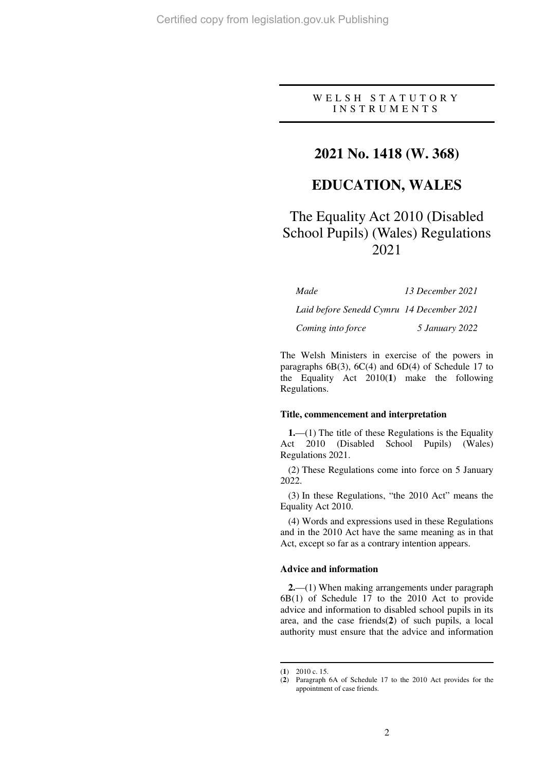WELSH STATUTORY INSTRUMENTS

# 2021 No. 1418 (W. 368)

# EDUCATION, WALES

## The Equality Act 2010 (Disabled School Pupils) (Wales) Regulations 2021

| | |
|---|---|
| *Made* | *13 December 2021* |
| *Laid before Senedd Cymru* | *14 December 2021* |
| *Coming into force* | *5 January 2022* |

The Welsh Ministers in exercise of the powers in paragraphs 6B(3), 6C(4) and 6D(4) of Schedule 17 to the Equality Act 2010(**1**) make the following Regulations.

### Title, commencement and interpretation

**1.**—(1) The title of these Regulations is the Equality Act 2010 (Disabled School Pupils) (Wales) Regulations 2021.

(2) These Regulations come into force on 5 January 2022.

(3) In these Regulations, "the 2010 Act" means the Equality Act 2010.

(4) Words and expressions used in these Regulations and in the 2010 Act have the same meaning as in that Act, except so far as a contrary intention appears.

### Advice and information

**2.**—(1) When making arrangements under paragraph 6B(1) of Schedule 17 to the 2010 Act to provide advice and information to disabled school pupils in its area, and the case friends(**2**) of such pupils, a local authority must ensure that the advice and information

---

(**1**) 2010 c. 15.

(**2**) Paragraph 6A of Schedule 17 to the 2010 Act provides for the appointment of case friends.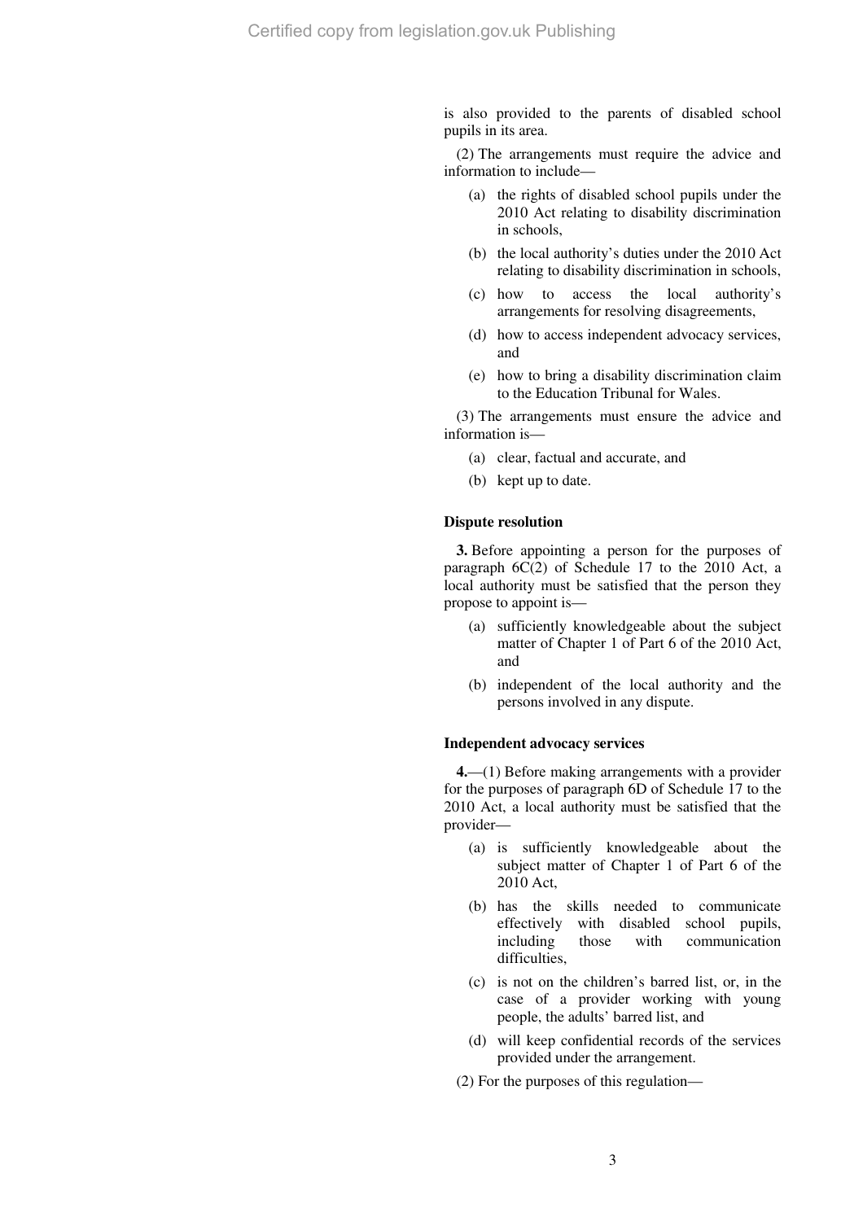is also provided to the parents of disabled school pupils in its area.

(2) The arrangements must require the advice and information to include—

(a) the rights of disabled school pupils under the 2010 Act relating to disability discrimination in schools,

(b) the local authority's duties under the 2010 Act relating to disability discrimination in schools,

(c) how to access the local authority's arrangements for resolving disagreements,

(d) how to access independent advocacy services, and

(e) how to bring a disability discrimination claim to the Education Tribunal for Wales.

(3) The arrangements must ensure the advice and information is—

(a) clear, factual and accurate, and

(b) kept up to date.

**Dispute resolution**

**3.** Before appointing a person for the purposes of paragraph 6C(2) of Schedule 17 to the 2010 Act, a local authority must be satisfied that the person they propose to appoint is—

(a) sufficiently knowledgeable about the subject matter of Chapter 1 of Part 6 of the 2010 Act, and

(b) independent of the local authority and the persons involved in any dispute.

**Independent advocacy services**

**4.**—(1) Before making arrangements with a provider for the purposes of paragraph 6D of Schedule 17 to the 2010 Act, a local authority must be satisfied that the provider—

(a) is sufficiently knowledgeable about the subject matter of Chapter 1 of Part 6 of the 2010 Act,

(b) has the skills needed to communicate effectively with disabled school pupils, including those with communication difficulties,

(c) is not on the children's barred list, or, in the case of a provider working with young people, the adults' barred list, and

(d) will keep confidential records of the services provided under the arrangement.

(2) For the purposes of this regulation—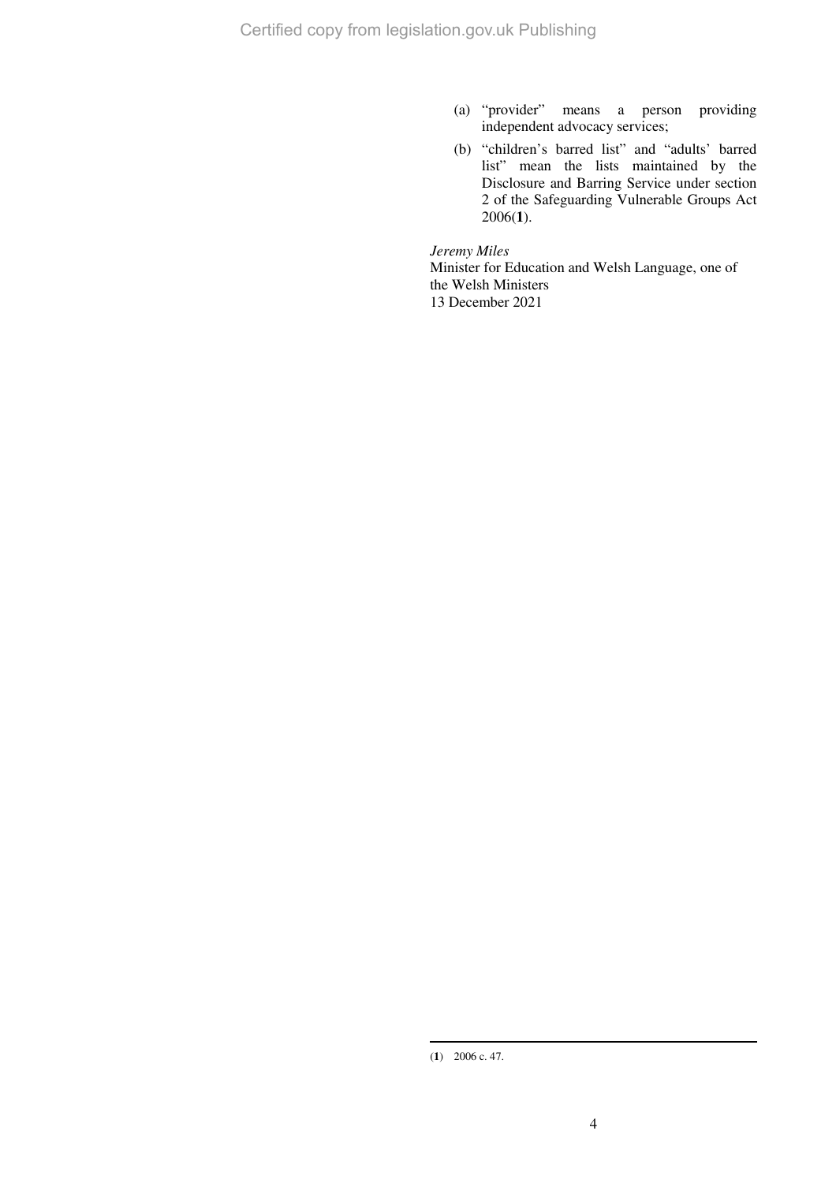(a) "provider" means a person providing independent advocacy services;

(b) "children's barred list" and "adults' barred list" mean the lists maintained by the Disclosure and Barring Service under section 2 of the Safeguarding Vulnerable Groups Act 2006([1]).

*Jeremy Miles*
Minister for Education and Welsh Language, one of the Welsh Ministers
13 December 2021

---

([1]) 2006 c. 47.